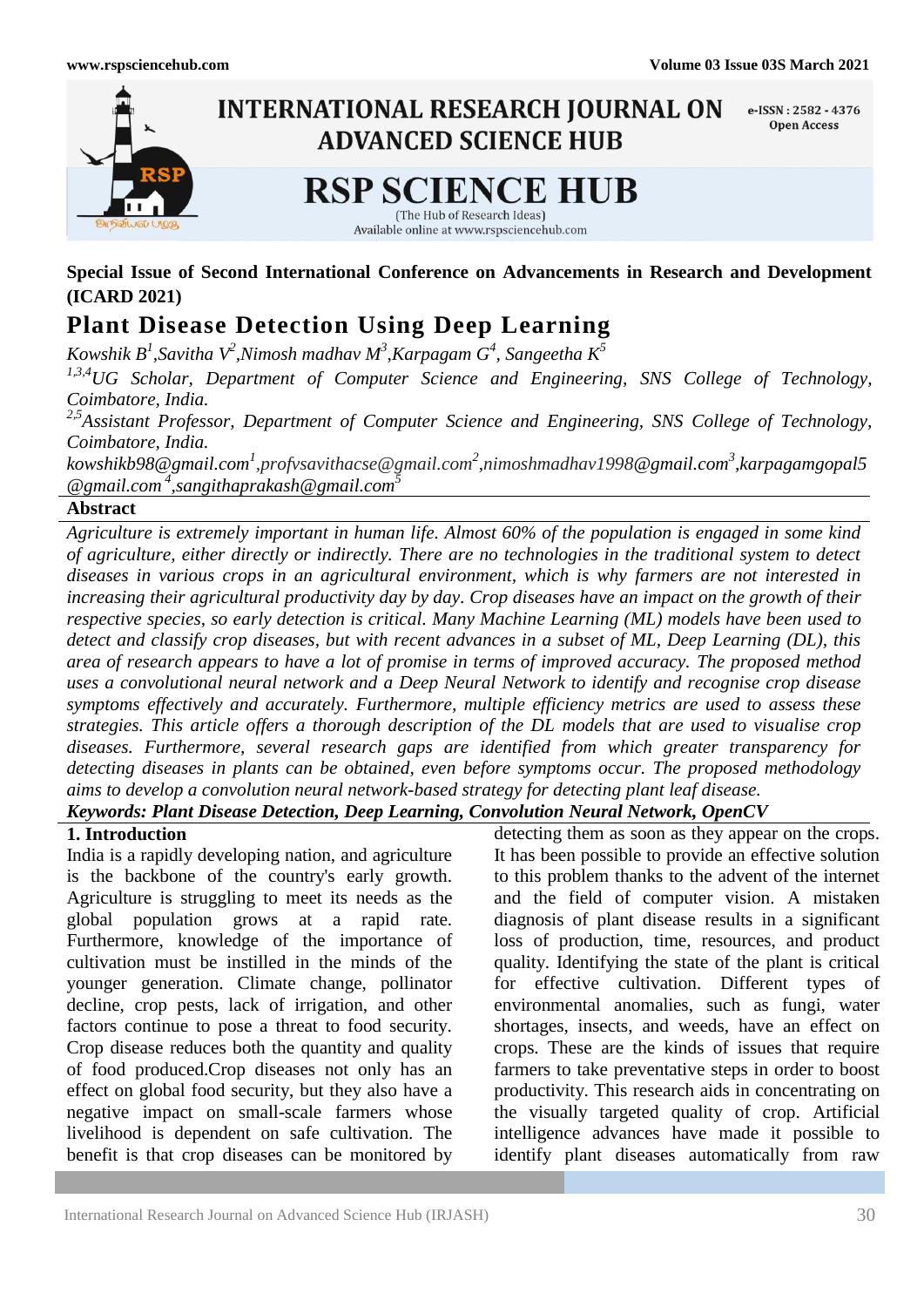**Special Issue of Second International Conference on Advancements in Research and Development (ICARD 2021)**

# Plant Disease Detection Using Deep Learning

*Kowshik B[1], Savitha V[2], Nimosh madhav M[3], Karpagam G[4], Sangeetha K[5]*

*[1,3,4]UG Scholar, Department of Computer Science and Engineering, SNS College of Technology, Coimbatore, India.*

*[2,5]Assistant Professor, Department of Computer Science and Engineering, SNS College of Technology, Coimbatore, India.*

*kowshikb98@gmail.com[1], profvsavithacse@gmail.com[2], nimoshmadhav1998@gmail.com[3], karpagamgopal5@gmail.com[4], sangithaprakash@gmail.com[5]*

## Abstract

*Agriculture is extremely important in human life. Almost 60% of the population is engaged in some kind of agriculture, either directly or indirectly. There are no technologies in the traditional system to detect diseases in various crops in an agricultural environment, which is why farmers are not interested in increasing their agricultural productivity day by day. Crop diseases have an impact on the growth of their respective species, so early detection is critical. Many Machine Learning (ML) models have been used to detect and classify crop diseases, but with recent advances in a subset of ML, Deep Learning (DL), this area of research appears to have a lot of promise in terms of improved accuracy. The proposed method uses a convolutional neural network and a Deep Neural Network to identify and recognise crop disease symptoms effectively and accurately. Furthermore, multiple efficiency metrics are used to assess these strategies. This article offers a thorough description of the DL models that are used to visualise crop diseases. Furthermore, several research gaps are identified from which greater transparency for detecting diseases in plants can be obtained, even before symptoms occur. The proposed methodology aims to develop a convolution neural network-based strategy for detecting plant leaf disease.*

***Keywords: Plant Disease Detection, Deep Learning, Convolution Neural Network, OpenCV***

## 1. Introduction

India is a rapidly developing nation, and agriculture is the backbone of the country's early growth. Agriculture is struggling to meet its needs as the global population grows at a rapid rate. Furthermore, knowledge of the importance of cultivation must be instilled in the minds of the younger generation. Climate change, pollinator decline, crop pests, lack of irrigation, and other factors continue to pose a threat to food security. Crop disease reduces both the quantity and quality of food produced.Crop diseases not only has an effect on global food security, but they also have a negative impact on small-scale farmers whose livelihood is dependent on safe cultivation. The benefit is that crop diseases can be monitored by detecting them as soon as they appear on the crops. It has been possible to provide an effective solution to this problem thanks to the advent of the internet and the field of computer vision. A mistaken diagnosis of plant disease results in a significant loss of production, time, resources, and product quality. Identifying the state of the plant is critical for effective cultivation. Different types of environmental anomalies, such as fungi, water shortages, insects, and weeds, have an effect on crops. These are the kinds of issues that require farmers to take preventative steps in order to boost productivity. This research aids in concentrating on the visually targeted quality of crop. Artificial intelligence advances have made it possible to identify plant diseases automatically from raw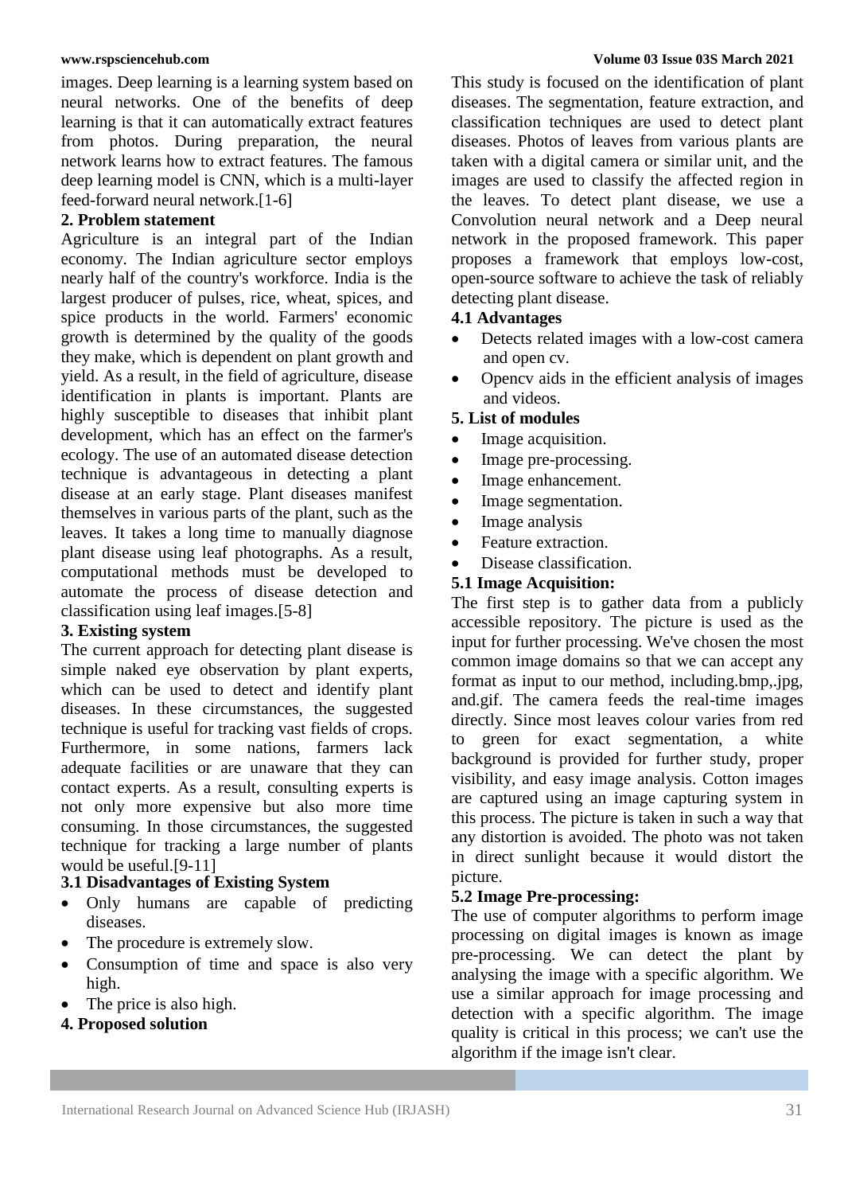images. Deep learning is a learning system based on neural networks. One of the benefits of deep learning is that it can automatically extract features from photos. During preparation, the neural network learns how to extract features. The famous deep learning model is CNN, which is a multi-layer feed-forward neural network.[1-6]

## 2. Problem statement

Agriculture is an integral part of the Indian economy. The Indian agriculture sector employs nearly half of the country's workforce. India is the largest producer of pulses, rice, wheat, spices, and spice products in the world. Farmers' economic growth is determined by the quality of the goods they make, which is dependent on plant growth and yield. As a result, in the field of agriculture, disease identification in plants is important. Plants are highly susceptible to diseases that inhibit plant development, which has an effect on the farmer's ecology. The use of an automated disease detection technique is advantageous in detecting a plant disease at an early stage. Plant diseases manifest themselves in various parts of the plant, such as the leaves. It takes a long time to manually diagnose plant disease using leaf photographs. As a result, computational methods must be developed to automate the process of disease detection and classification using leaf images.[5-8]

## 3. Existing system

The current approach for detecting plant disease is simple naked eye observation by plant experts, which can be used to detect and identify plant diseases. In these circumstances, the suggested technique is useful for tracking vast fields of crops. Furthermore, in some nations, farmers lack adequate facilities or are unaware that they can contact experts. As a result, consulting experts is not only more expensive but also more time consuming. In those circumstances, the suggested technique for tracking a large number of plants would be useful.[9-11]

### 3.1 Disadvantages of Existing System

- Only humans are capable of predicting diseases.
- The procedure is extremely slow.
- Consumption of time and space is also very high.
- The price is also high.

## 4. Proposed solution

This study is focused on the identification of plant diseases. The segmentation, feature extraction, and classification techniques are used to detect plant diseases. Photos of leaves from various plants are taken with a digital camera or similar unit, and the images are used to classify the affected region in the leaves. To detect plant disease, we use a Convolution neural network and a Deep neural network in the proposed framework. This paper proposes a framework that employs low-cost, open-source software to achieve the task of reliably detecting plant disease.

### 4.1 Advantages

- Detects related images with a low-cost camera and open cv.
- Opencv aids in the efficient analysis of images and videos.

## 5. List of modules

- Image acquisition.
- Image pre-processing.
- Image enhancement.
- Image segmentation.
- Image analysis
- Feature extraction.
- Disease classification.

### 5.1 Image Acquisition:

The first step is to gather data from a publicly accessible repository. The picture is used as the input for further processing. We've chosen the most common image domains so that we can accept any format as input to our method, including.bmp,.jpg, and.gif. The camera feeds the real-time images directly. Since most leaves colour varies from red to green for exact segmentation, a white background is provided for further study, proper visibility, and easy image analysis. Cotton images are captured using an image capturing system in this process. The picture is taken in such a way that any distortion is avoided. The photo was not taken in direct sunlight because it would distort the picture.

### 5.2 Image Pre-processing:

The use of computer algorithms to perform image processing on digital images is known as image pre-processing. We can detect the plant by analysing the image with a specific algorithm. We use a similar approach for image processing and detection with a specific algorithm. The image quality is critical in this process; we can't use the algorithm if the image isn't clear.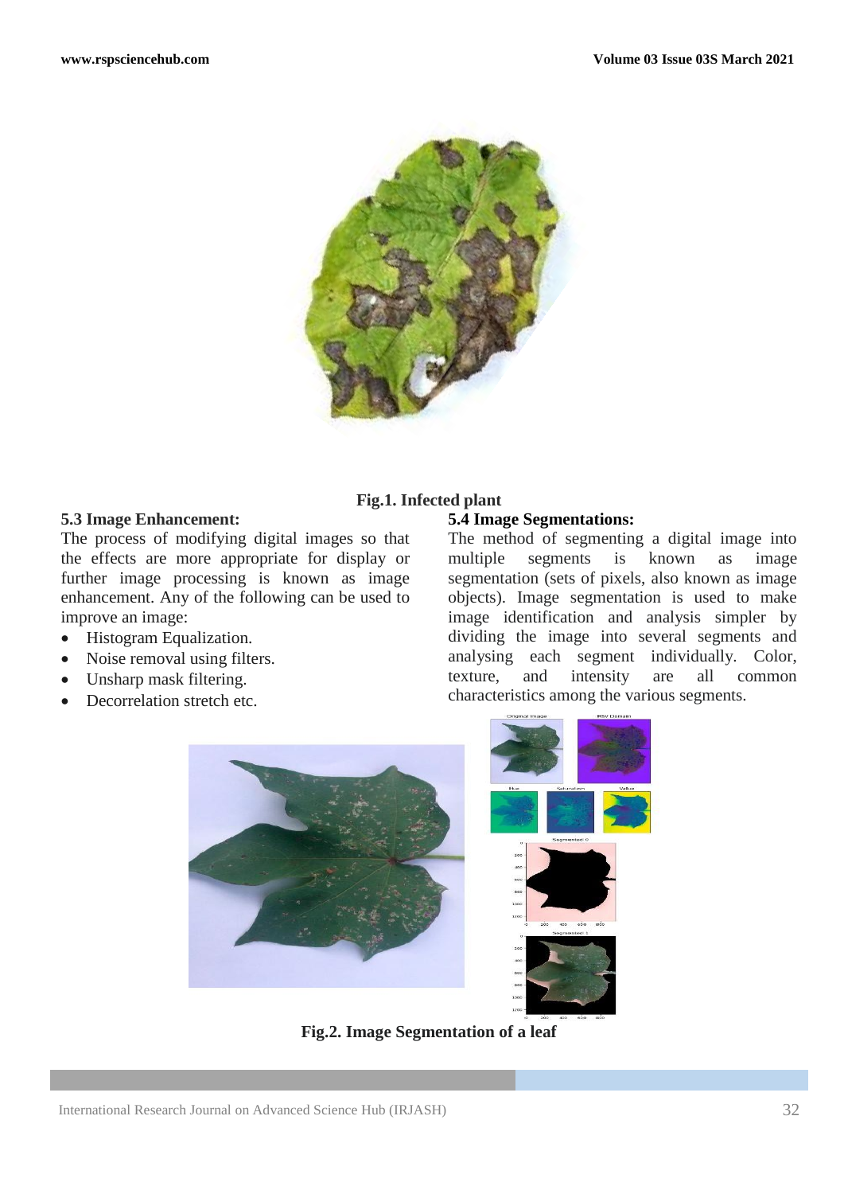Fig.1. Infected plant

### 5.3 Image Enhancement:

The process of modifying digital images so that the effects are more appropriate for display or further image processing is known as image enhancement. Any of the following can be used to improve an image:

- Histogram Equalization.
- Noise removal using filters.
- Unsharp mask filtering.
- Decorrelation stretch etc.

### 5.4 Image Segmentations:

The method of segmenting a digital image into multiple segments is known as image segmentation (sets of pixels, also known as image objects). Image segmentation is used to make image identification and analysis simpler by dividing the image into several segments and analysing each segment individually. Color, texture, and intensity are all common characteristics among the various segments.

Fig.2. Image Segmentation of a leaf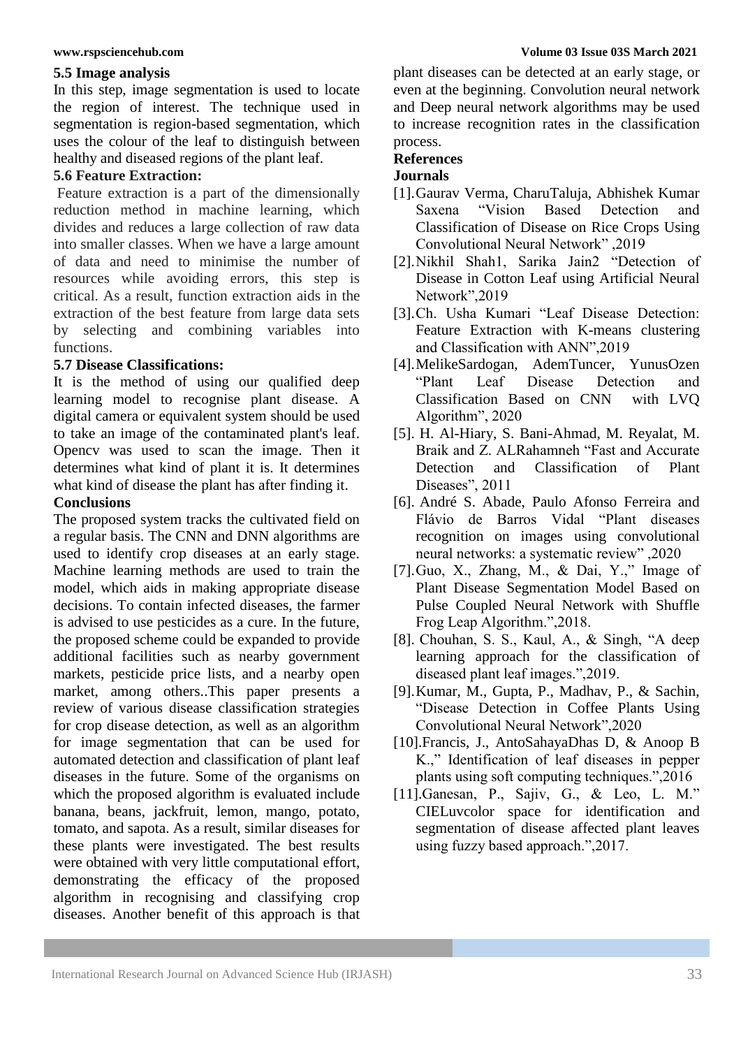### 5.5 Image analysis

In this step, image segmentation is used to locate the region of interest. The technique used in segmentation is region-based segmentation, which uses the colour of the leaf to distinguish between healthy and diseased regions of the plant leaf.

### 5.6 Feature Extraction:

Feature extraction is a part of the dimensionally reduction method in machine learning, which divides and reduces a large collection of raw data into smaller classes. When we have a large amount of data and need to minimise the number of resources while avoiding errors, this step is critical. As a result, function extraction aids in the extraction of the best feature from large data sets by selecting and combining variables into functions.

### 5.7 Disease Classifications:

It is the method of using our qualified deep learning model to recognise plant disease. A digital camera or equivalent system should be used to take an image of the contaminated plant's leaf. Opencv was used to scan the image. Then it determines what kind of plant it is. It determines what kind of disease the plant has after finding it.

## Conclusions

The proposed system tracks the cultivated field on a regular basis. The CNN and DNN algorithms are used to identify crop diseases at an early stage. Machine learning methods are used to train the model, which aids in making appropriate disease decisions. To contain infected diseases, the farmer is advised to use pesticides as a cure. In the future, the proposed scheme could be expanded to provide additional facilities such as nearby government markets, pesticide price lists, and a nearby open market, among others..This paper presents a review of various disease classification strategies for crop disease detection, as well as an algorithm for image segmentation that can be used for automated detection and classification of plant leaf diseases in the future. Some of the organisms on which the proposed algorithm is evaluated include banana, beans, jackfruit, lemon, mango, potato, tomato, and sapota. As a result, similar diseases for these plants were investigated. The best results were obtained with very little computational effort, demonstrating the efficacy of the proposed algorithm in recognising and classifying crop diseases. Another benefit of this approach is that plant diseases can be detected at an early stage, or even at the beginning. Convolution neural network and Deep neural network algorithms may be used to increase recognition rates in the classification process.

## References

### Journals

[1]. Gaurav Verma, CharuTaluja, Abhishek Kumar Saxena "Vision Based Detection and Classification of Disease on Rice Crops Using Convolutional Neural Network" ,2019

[2]. Nikhil Shah1, Sarika Jain2 "Detection of Disease in Cotton Leaf using Artificial Neural Network",2019

[3]. Ch. Usha Kumari "Leaf Disease Detection: Feature Extraction with K-means clustering and Classification with ANN",2019

[4]. MelikeSardogan, AdemTuncer, YunusOzen "Plant Leaf Disease Detection and Classification Based on CNN with LVQ Algorithm", 2020

[5]. H. Al-Hiary, S. Bani-Ahmad, M. Reyalat, M. Braik and Z. ALRahamneh "Fast and Accurate Detection and Classification of Plant Diseases", 2011

[6]. André S. Abade, Paulo Afonso Ferreira and Flávio de Barros Vidal "Plant diseases recognition on images using convolutional neural networks: a systematic review" ,2020

[7]. Guo, X., Zhang, M., & Dai, Y.," Image of Plant Disease Segmentation Model Based on Pulse Coupled Neural Network with Shuffle Frog Leap Algorithm.",2018.

[8]. Chouhan, S. S., Kaul, A., & Singh, "A deep learning approach for the classification of diseased plant leaf images.",2019.

[9]. Kumar, M., Gupta, P., Madhav, P., & Sachin, "Disease Detection in Coffee Plants Using Convolutional Neural Network",2020

[10]. Francis, J., AntoSahayaDhas D, & Anoop B K.," Identification of leaf diseases in pepper plants using soft computing techniques.",2016

[11]. Ganesan, P., Sajiv, G., & Leo, L. M." CIELuvcolor space for identification and segmentation of disease affected plant leaves using fuzzy based approach.",2017.